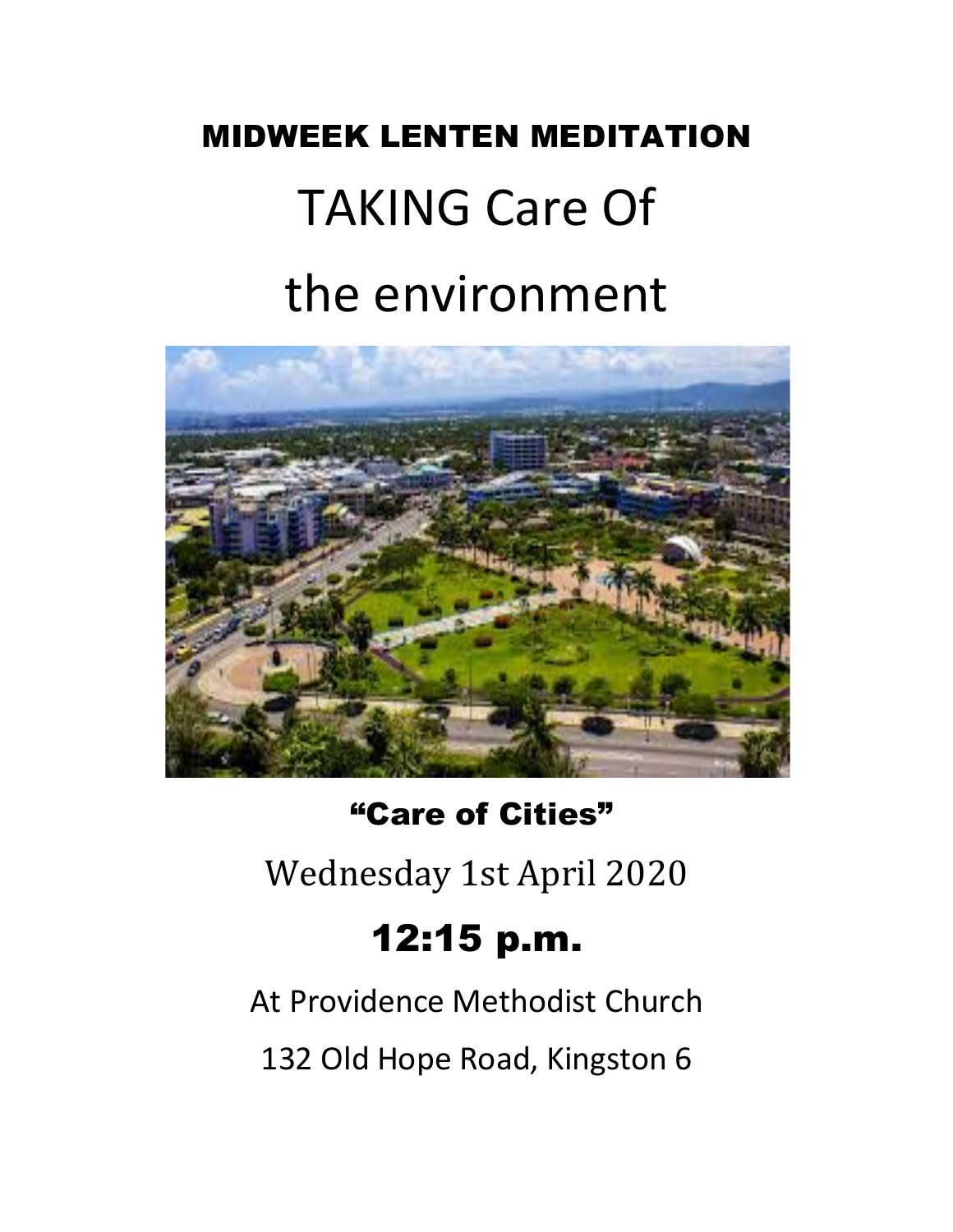# MIDWEEK LENTEN MEDITATION

# TAKING Care Of the environment

**"Care of Cities"**

Wednesday 1st April 2020

**12:15 p.m.**

At Providence Methodist Church

132 Old Hope Road, Kingston 6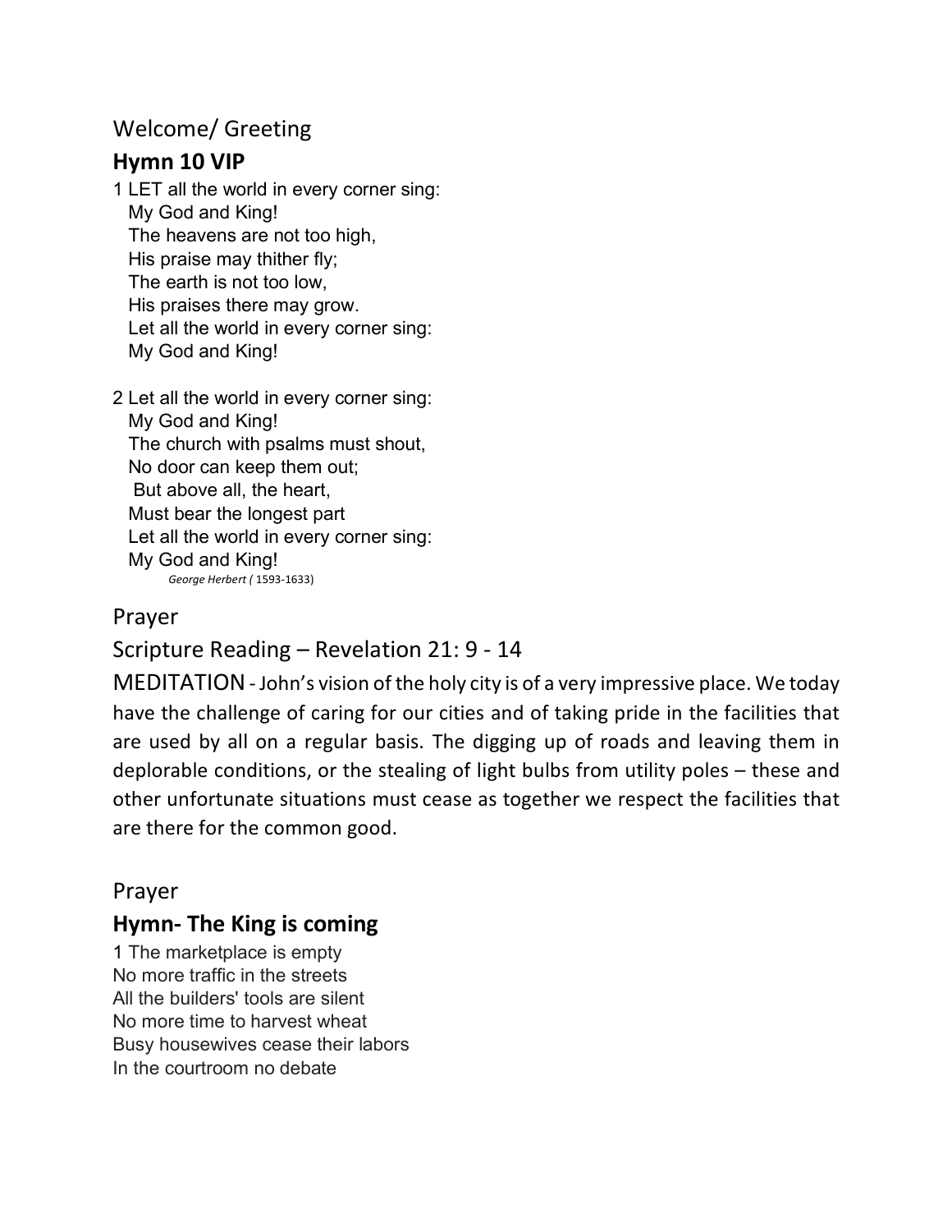## Welcome/ Greeting

### Hymn 10 VIP

1 LET all the world in every corner sing:
My God and King!
The heavens are not too high,
His praise may thither fly;
The earth is not too low,
His praises there may grow.
Let all the world in every corner sing:
My God and King!

2 Let all the world in every corner sing:
My God and King!
The church with psalms must shout,
No door can keep them out;
But above all, the heart,
Must bear the longest part
Let all the world in every corner sing:
My God and King!

*George Herbert (* 1593-1633)

## Prayer

## Scripture Reading – Revelation 21: 9 - 14

MEDITATION - John's vision of the holy city is of a very impressive place. We today have the challenge of caring for our cities and of taking pride in the facilities that are used by all on a regular basis. The digging up of roads and leaving them in deplorable conditions, or the stealing of light bulbs from utility poles – these and other unfortunate situations must cease as together we respect the facilities that are there for the common good.

## Prayer

### Hymn- The King is coming

1 The marketplace is empty
No more traffic in the streets
All the builders' tools are silent
No more time to harvest wheat
Busy housewives cease their labors
In the courtroom no debate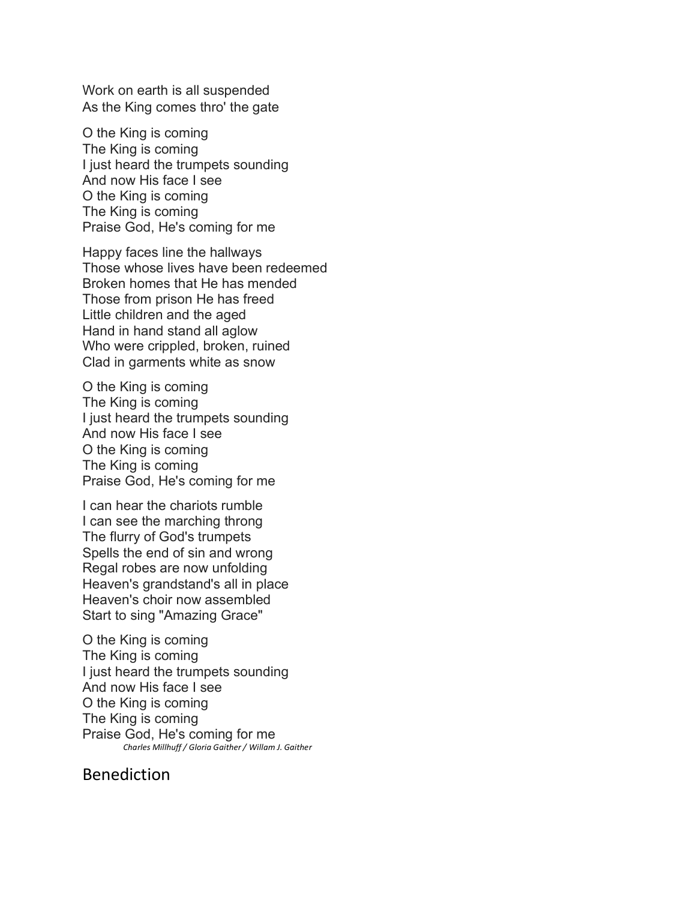Work on earth is all suspended  
As the King comes thro' the gate

O the King is coming  
The King is coming  
I just heard the trumpets sounding  
And now His face I see  
O the King is coming  
The King is coming  
Praise God, He's coming for me

Happy faces line the hallways  
Those whose lives have been redeemed  
Broken homes that He has mended  
Those from prison He has freed  
Little children and the aged  
Hand in hand stand all aglow  
Who were crippled, broken, ruined  
Clad in garments white as snow

O the King is coming  
The King is coming  
I just heard the trumpets sounding  
And now His face I see  
O the King is coming  
The King is coming  
Praise God, He's coming for me

I can hear the chariots rumble  
I can see the marching throng  
The flurry of God's trumpets  
Spells the end of sin and wrong  
Regal robes are now unfolding  
Heaven's grandstand's all in place  
Heaven's choir now assembled  
Start to sing "Amazing Grace"

O the King is coming  
The King is coming  
I just heard the trumpets sounding  
And now His face I see  
O the King is coming  
The King is coming  
Praise God, He's coming for me

*Charles Millhuff / Gloria Gaither / Willam J. Gaither*

## Benediction